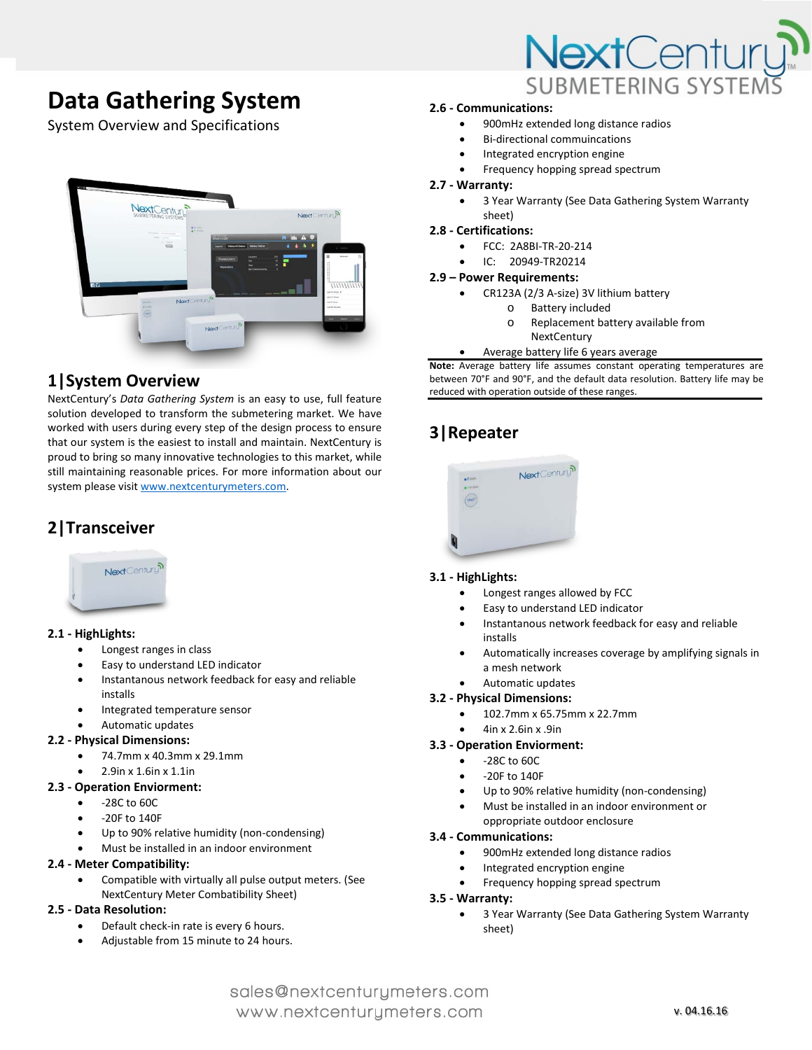# Data Gathering System

System Overview and Specifications

## 1|System Overview

NextCentury's *Data Gathering System* is an easy to use, full feature solution developed to transform the submetering market. We have worked with users during every step of the design process to ensure that our system is the easiest to install and maintain. NextCentury is proud to bring so many innovative technologies to this market, while still maintaining reasonable prices. For more information about our system please visit [www.nextcenturymeters.com](http://www.nextcenturymeters.com).

## 2|Transceiver

**2.1 - HighLights:**

- Longest ranges in class
- Easy to understand LED indicator
- Instantanous network feedback for easy and reliable installs
- Integrated temperature sensor
- Automatic updates

**2.2 - Physical Dimensions:**

- 74.7mm x 40.3mm x 29.1mm
- 2.9in x 1.6in x 1.1in

**2.3 - Operation Enviorment:**

- -28C to 60C
- -20F to 140F
- Up to 90% relative humidity (non-condensing)
- Must be installed in an indoor environment

**2.4 - Meter Compatibility:**

- Compatible with virtually all pulse output meters. (See NextCentury Meter Combatibility Sheet)

**2.5 - Data Resolution:**

- Default check-in rate is every 6 hours.
- Adjustable from 15 minute to 24 hours.

**2.6 - Communications:**

- 900mHz extended long distance radios
- Bi-directional communincations
- Integrated encryption engine
- Frequency hopping spread spectrum

**2.7 - Warranty:**

- 3 Year Warranty (See Data Gathering System Warranty sheet)

**2.8 - Certifications:**

- FCC: 2A8BI-TR-20-214
- IC: 20949-TR20214

**2.9 – Power Requirements:**

- CR123A (2/3 A-size) 3V lithium battery
  - Battery included
  - Replacement battery available from NextCentury
- Average battery life 6 years average

**Note:** Average battery life assumes constant operating temperatures are between 70°F and 90°F, and the default data resolution. Battery life may be reduced with operation outside of these ranges.

## 3|Repeater

**3.1 - HighLights:**

- Longest ranges allowed by FCC
- Easy to understand LED indicator
- Instantaneous network feedback for easy and reliable installs
- Automatically increases coverage by amplifying signals in a mesh network
- Automatic updates

**3.2 - Physical Dimensions:**

- 102.7mm x 65.75mm x 22.7mm
- 4in x 2.6in x .9in

**3.3 - Operation Enviorment:**

- -28C to 60C
- -20F to 140F
- Up to 90% relative humidity (non-condensing)
- Must be installed in an indoor environment or opprropriate outdoor enclosure

**3.4 - Communications:**

- 900mHz extended long distance radios
- Integrated encryption engine
- Frequency hopping spread spectrum

**3.5 - Warranty:**

- 3 Year Warranty (See Data Gathering System Warranty sheet)

sales@nextcenturymeters.com
www.nextcenturymeters.com

v. 04.16.16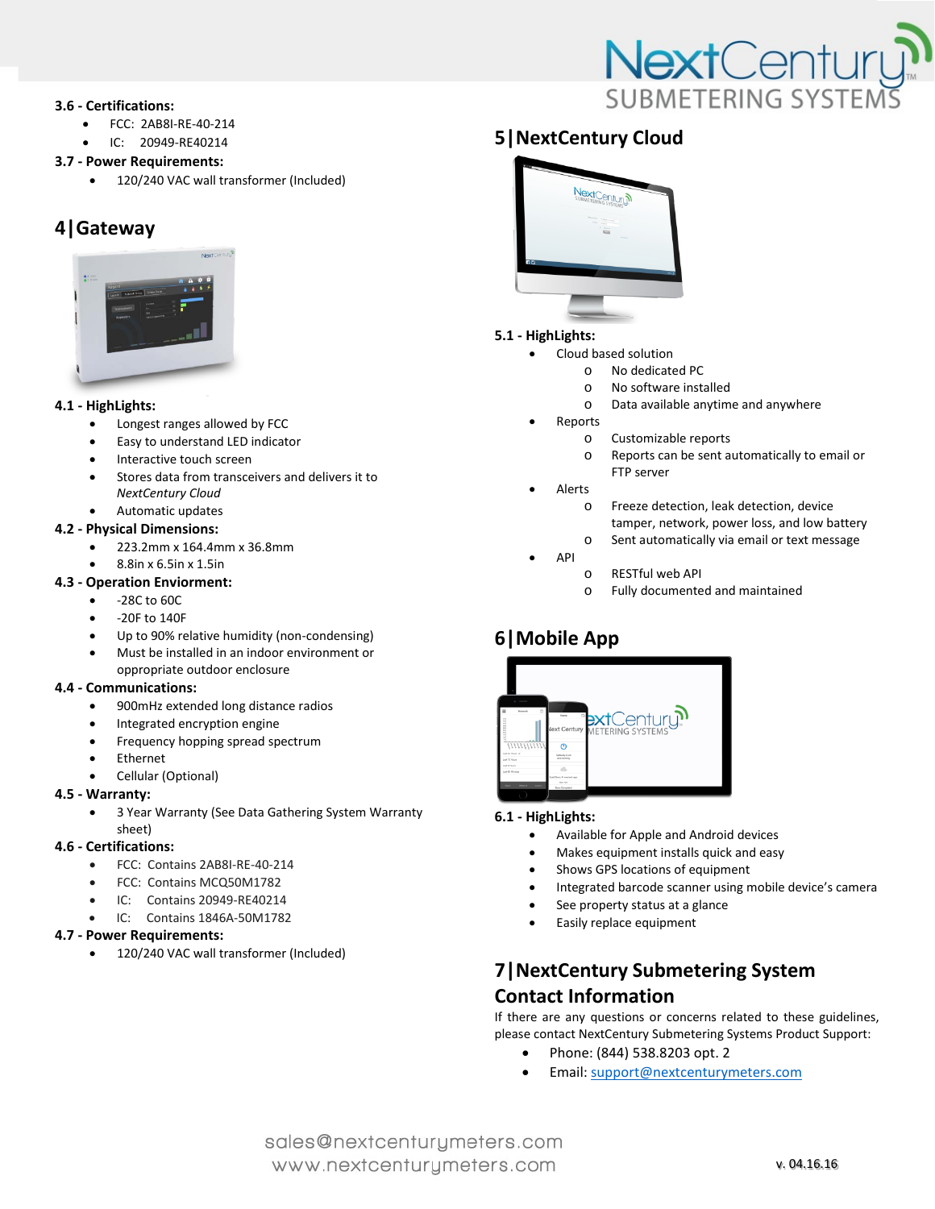### 3.6 - Certifications:

- FCC: 2AB8I-RE-40-214
- IC: 20949-RE40214

### 3.7 - Power Requirements:

- 120/240 VAC wall transformer (Included)

## 4|Gateway

### 4.1 - HighLights:

- Longest ranges allowed by FCC
- Easy to understand LED indicator
- Interactive touch screen
- Stores data from transceivers and delivers it to *NextCentury Cloud*
- Automatic updates

### 4.2 - Physical Dimensions:

- 223.2mm x 164.4mm x 36.8mm
- 8.8in x 6.5in x 1.5in

### 4.3 - Operation Enviorment:

- -28C to 60C
- -20F to 140F
- Up to 90% relative humidity (non-condensing)
- Must be installed in an indoor environment or appropriate outdoor enclosure

### 4.4 - Communications:

- 900mHz extended long distance radios
- Integrated encryption engine
- Frequency hopping spread spectrum
- Ethernet
- Cellular (Optional)

### 4.5 - Warranty:

- 3 Year Warranty (See Data Gathering System Warranty sheet)

### 4.6 - Certifications:

- FCC: Contains 2AB8I-RE-40-214
- FCC: Contains MCQ50M1782
- IC: Contains 20949-RE40214
- IC: Contains 1846A-50M1782

### 4.7 - Power Requirements:

- 120/240 VAC wall transformer (Included)

## 5|NextCentury Cloud

### 5.1 - HighLights:

- Cloud based solution
  - No dedicated PC
  - No software installed
  - Data available anytime and anywhere
- Reports
  - Customizable reports
  - Reports can be sent automatically to email or FTP server
- Alerts
  - Freeze detection, leak detection, device tamper, network, power loss, and low battery
  - Sent automatically via email or text message
- API
  - RESTful web API
  - Fully documented and maintained

## 6|Mobile App

### 6.1 - HighLights:

- Available for Apple and Android devices
- Makes equipment installs quick and easy
- Shows GPS locations of equipment
- Integrated barcode scanner using mobile device's camera
- See property status at a glance
- Easily replace equipment

## 7|NextCentury Submetering System Contact Information

If there are any questions or concerns related to these guidelines, please contact NextCentury Submetering Systems Product Support:

- Phone: (844) 538.8203 opt. 2
- Email: support@nextcenturymeters.com

sales@nextcenturymeters.com
www.nextcenturymeters.com

v. 04.16.16